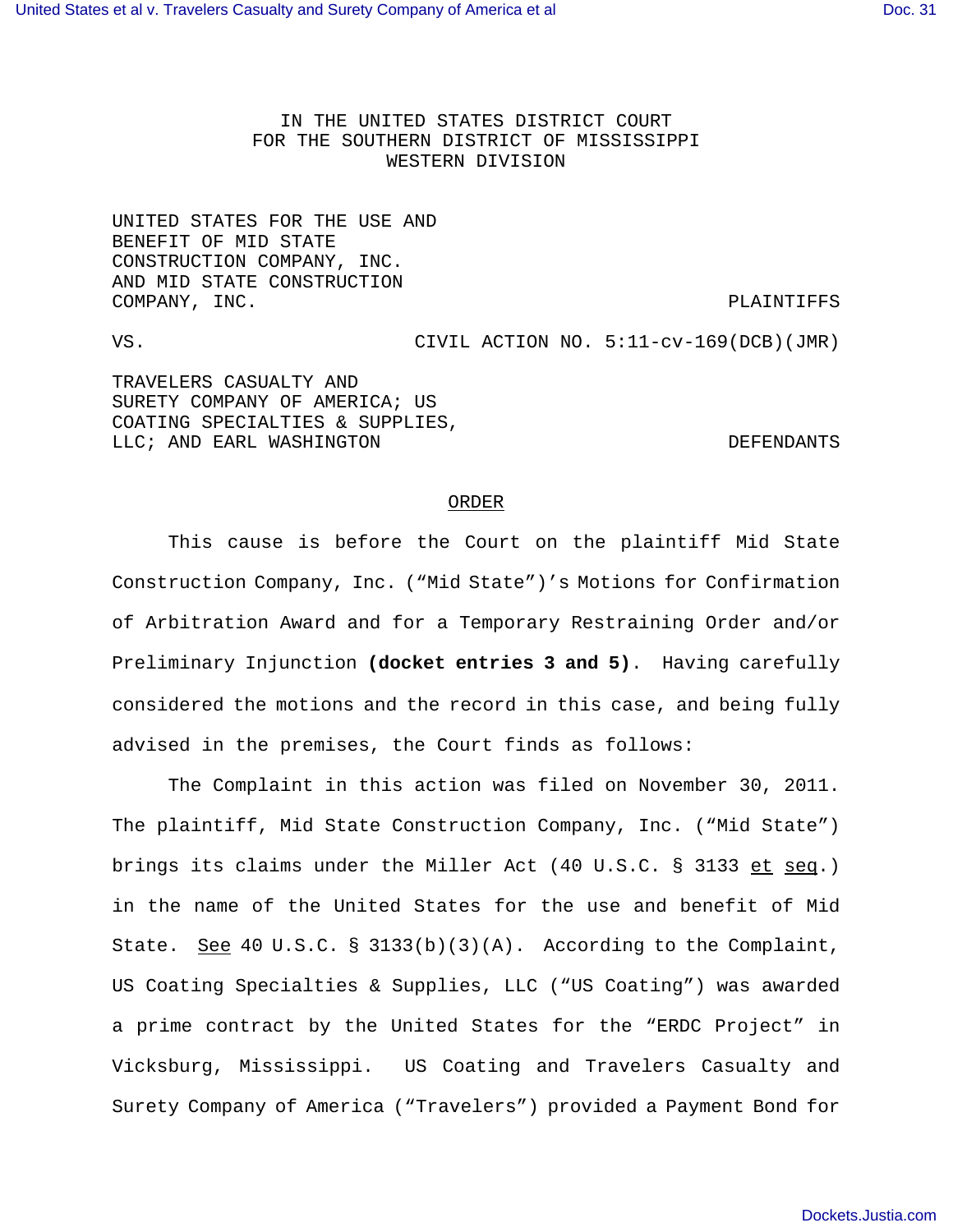IN THE UNITED STATES DISTRICT COURT
FOR THE SOUTHERN DISTRICT OF MISSISSIPPI
WESTERN DIVISION

UNITED STATES FOR THE USE AND BENEFIT OF MID STATE CONSTRUCTION COMPANY, INC. AND MID STATE CONSTRUCTION COMPANY, INC. — PLAINTIFFS

VS. — CIVIL ACTION NO. 5:11-cv-169(DCB)(JMR)

TRAVELERS CASUALTY AND SURETY COMPANY OF AMERICA; US COATING SPECIALTIES & SUPPLIES, LLC; AND EARL WASHINGTON — DEFENDANTS

## ORDER

This cause is before the Court on the plaintiff Mid State Construction Company, Inc. ("Mid State")'s Motions for Confirmation of Arbitration Award and for a Temporary Restraining Order and/or Preliminary Injunction **(docket entries 3 and 5)**. Having carefully considered the motions and the record in this case, and being fully advised in the premises, the Court finds as follows:

The Complaint in this action was filed on November 30, 2011. The plaintiff, Mid State Construction Company, Inc. ("Mid State") brings its claims under the Miller Act (40 U.S.C. § 3133 et seq.) in the name of the United States for the use and benefit of Mid State. See 40 U.S.C. § 3133(b)(3)(A). According to the Complaint, US Coating Specialties & Supplies, LLC ("US Coating") was awarded a prime contract by the United States for the "ERDC Project" in Vicksburg, Mississippi. US Coating and Travelers Casualty and Surety Company of America ("Travelers") provided a Payment Bond for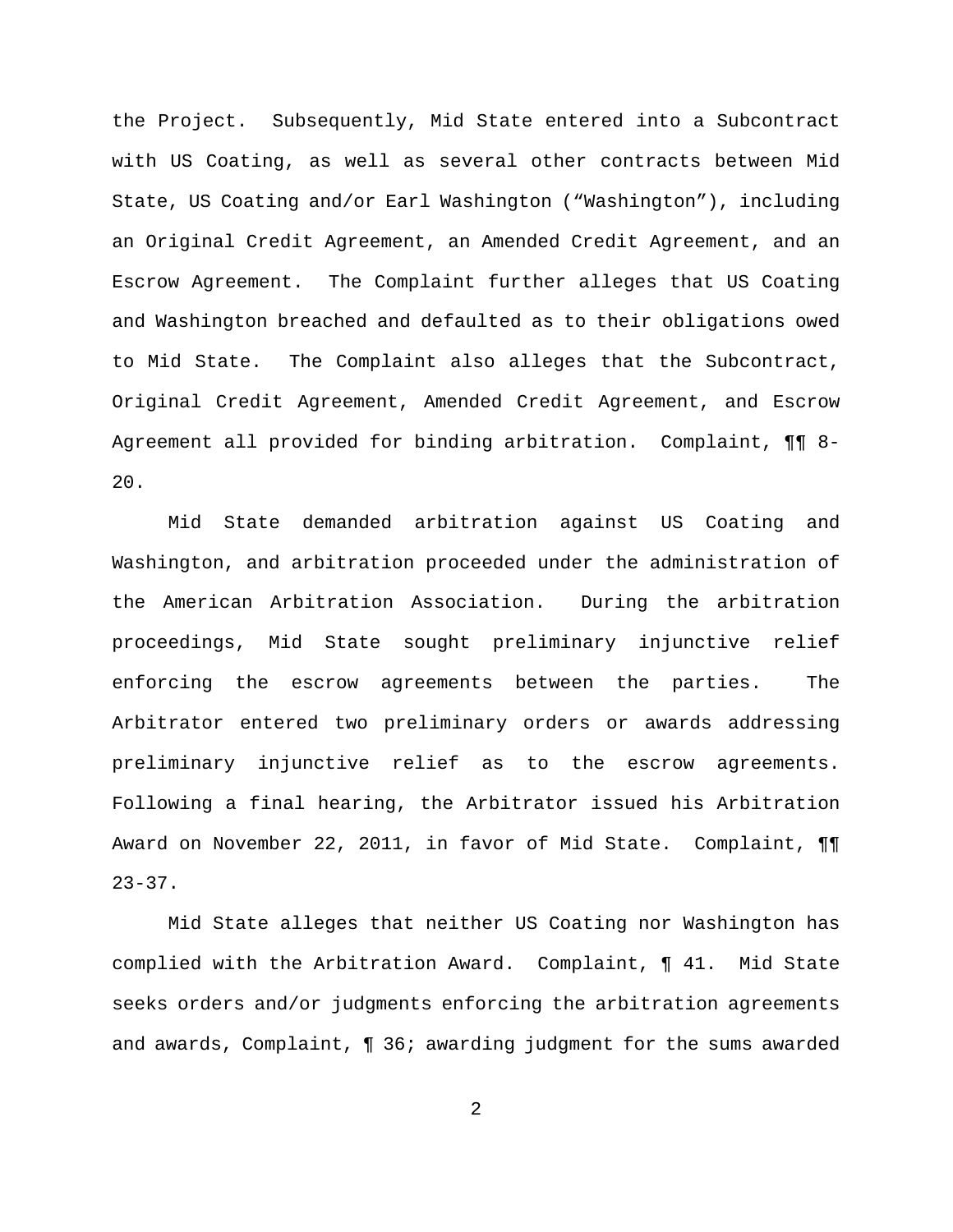the Project. Subsequently, Mid State entered into a Subcontract with US Coating, as well as several other contracts between Mid State, US Coating and/or Earl Washington ("Washington"), including an Original Credit Agreement, an Amended Credit Agreement, and an Escrow Agreement. The Complaint further alleges that US Coating and Washington breached and defaulted as to their obligations owed to Mid State. The Complaint also alleges that the Subcontract, Original Credit Agreement, Amended Credit Agreement, and Escrow Agreement all provided for binding arbitration. Complaint, ¶¶ 8-20.

Mid State demanded arbitration against US Coating and Washington, and arbitration proceeded under the administration of the American Arbitration Association. During the arbitration proceedings, Mid State sought preliminary injunctive relief enforcing the escrow agreements between the parties. The Arbitrator entered two preliminary orders or awards addressing preliminary injunctive relief as to the escrow agreements. Following a final hearing, the Arbitrator issued his Arbitration Award on November 22, 2011, in favor of Mid State. Complaint, ¶¶ 23-37.

Mid State alleges that neither US Coating nor Washington has complied with the Arbitration Award. Complaint, ¶ 41. Mid State seeks orders and/or judgments enforcing the arbitration agreements and awards, Complaint, ¶ 36; awarding judgment for the sums awarded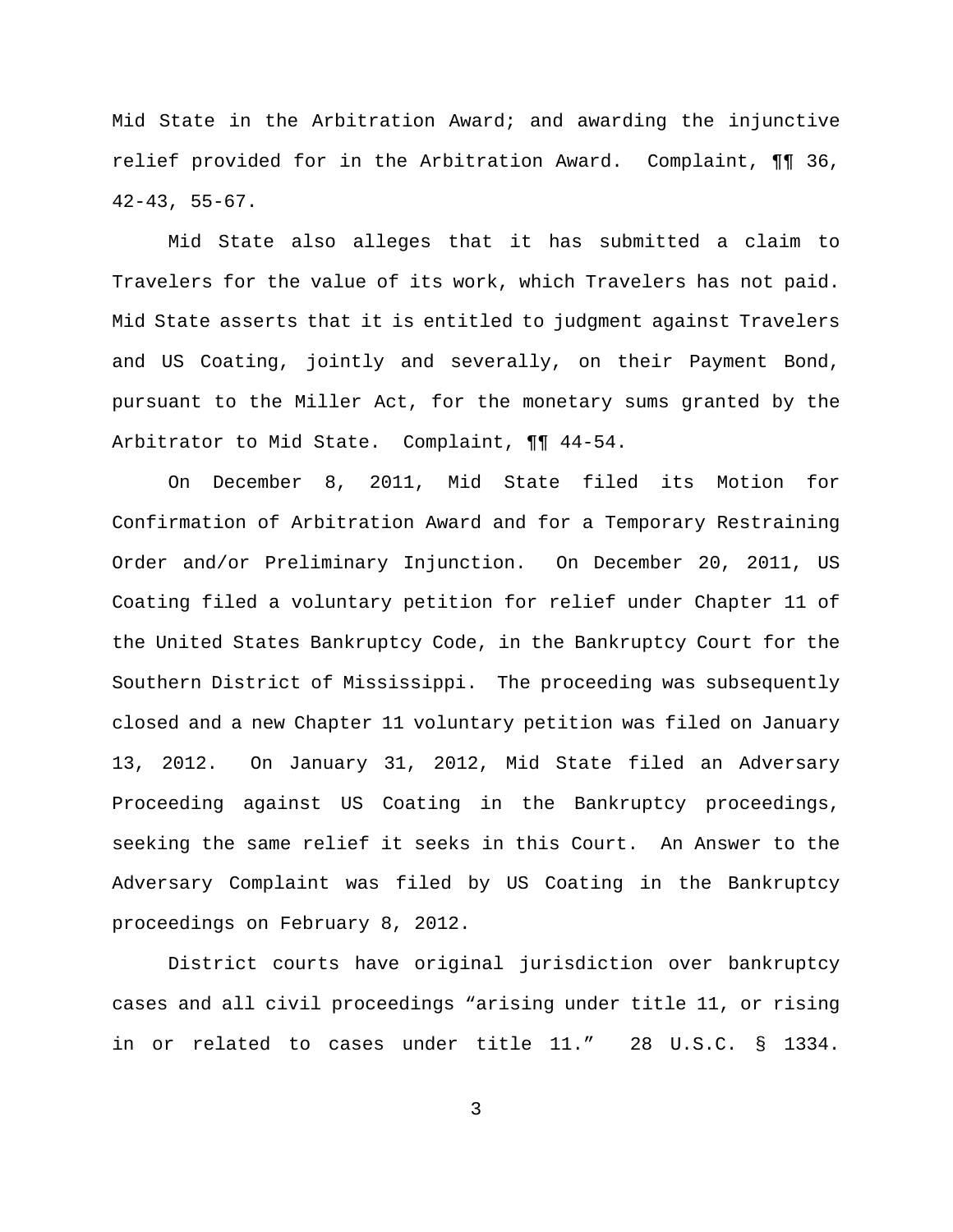Mid State in the Arbitration Award; and awarding the injunctive relief provided for in the Arbitration Award. Complaint, ¶¶ 36, 42-43, 55-67.

Mid State also alleges that it has submitted a claim to Travelers for the value of its work, which Travelers has not paid. Mid State asserts that it is entitled to judgment against Travelers and US Coating, jointly and severally, on their Payment Bond, pursuant to the Miller Act, for the monetary sums granted by the Arbitrator to Mid State. Complaint, ¶¶ 44-54.

On December 8, 2011, Mid State filed its Motion for Confirmation of Arbitration Award and for a Temporary Restraining Order and/or Preliminary Injunction. On December 20, 2011, US Coating filed a voluntary petition for relief under Chapter 11 of the United States Bankruptcy Code, in the Bankruptcy Court for the Southern District of Mississippi. The proceeding was subsequently closed and a new Chapter 11 voluntary petition was filed on January 13, 2012. On January 31, 2012, Mid State filed an Adversary Proceeding against US Coating in the Bankruptcy proceedings, seeking the same relief it seeks in this Court. An Answer to the Adversary Complaint was filed by US Coating in the Bankruptcy proceedings on February 8, 2012.

District courts have original jurisdiction over bankruptcy cases and all civil proceedings "arising under title 11, or rising in or related to cases under title 11." 28 U.S.C. § 1334.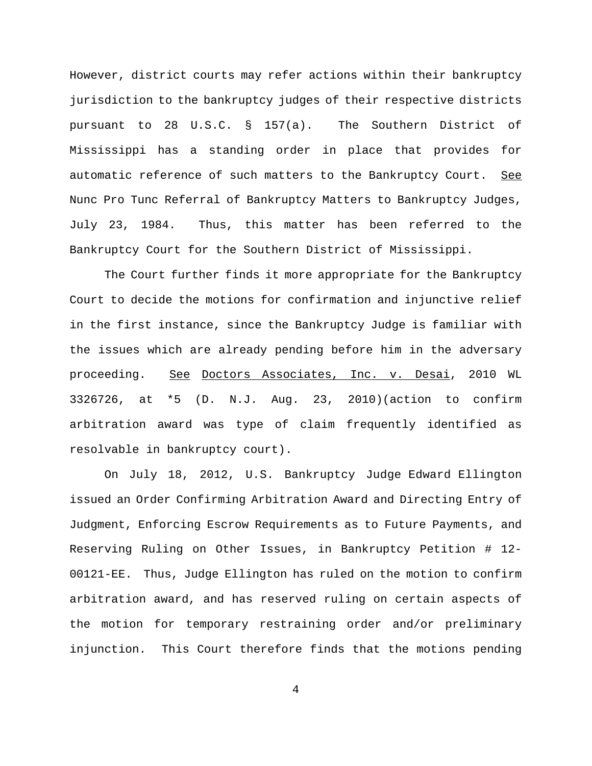However, district courts may refer actions within their bankruptcy jurisdiction to the bankruptcy judges of their respective districts pursuant to 28 U.S.C. § 157(a). The Southern District of Mississippi has a standing order in place that provides for automatic reference of such matters to the Bankruptcy Court. See Nunc Pro Tunc Referral of Bankruptcy Matters to Bankruptcy Judges, July 23, 1984. Thus, this matter has been referred to the Bankruptcy Court for the Southern District of Mississippi.

The Court further finds it more appropriate for the Bankruptcy Court to decide the motions for confirmation and injunctive relief in the first instance, since the Bankruptcy Judge is familiar with the issues which are already pending before him in the adversary proceeding. See Doctors Associates, Inc. v. Desai, 2010 WL 3326726, at *5 (D. N.J. Aug. 23, 2010)(action to confirm arbitration award was type of claim frequently identified as resolvable in bankruptcy court).

On July 18, 2012, U.S. Bankruptcy Judge Edward Ellington issued an Order Confirming Arbitration Award and Directing Entry of Judgment, Enforcing Escrow Requirements as to Future Payments, and Reserving Ruling on Other Issues, in Bankruptcy Petition # 12-00121-EE. Thus, Judge Ellington has ruled on the motion to confirm arbitration award, and has reserved ruling on certain aspects of the motion for temporary restraining order and/or preliminary injunction. This Court therefore finds that the motions pending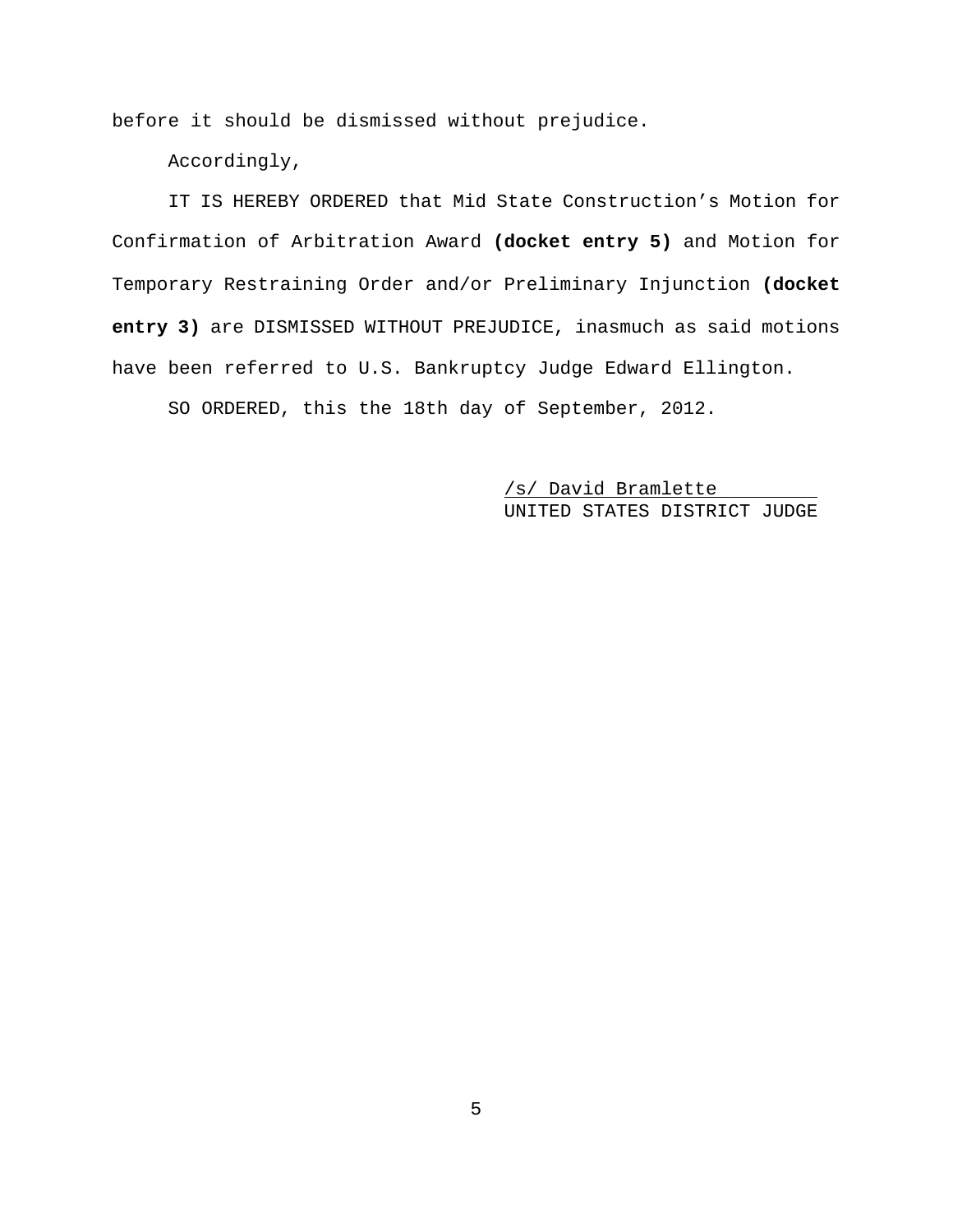before it should be dismissed without prejudice.

Accordingly,

IT IS HEREBY ORDERED that Mid State Construction's Motion for Confirmation of Arbitration Award **(docket entry 5)** and Motion for Temporary Restraining Order and/or Preliminary Injunction **(docket entry 3)** are DISMISSED WITHOUT PREJUDICE, inasmuch as said motions have been referred to U.S. Bankruptcy Judge Edward Ellington.

SO ORDERED, this the 18th day of September, 2012.

/s/ David Bramlette
UNITED STATES DISTRICT JUDGE